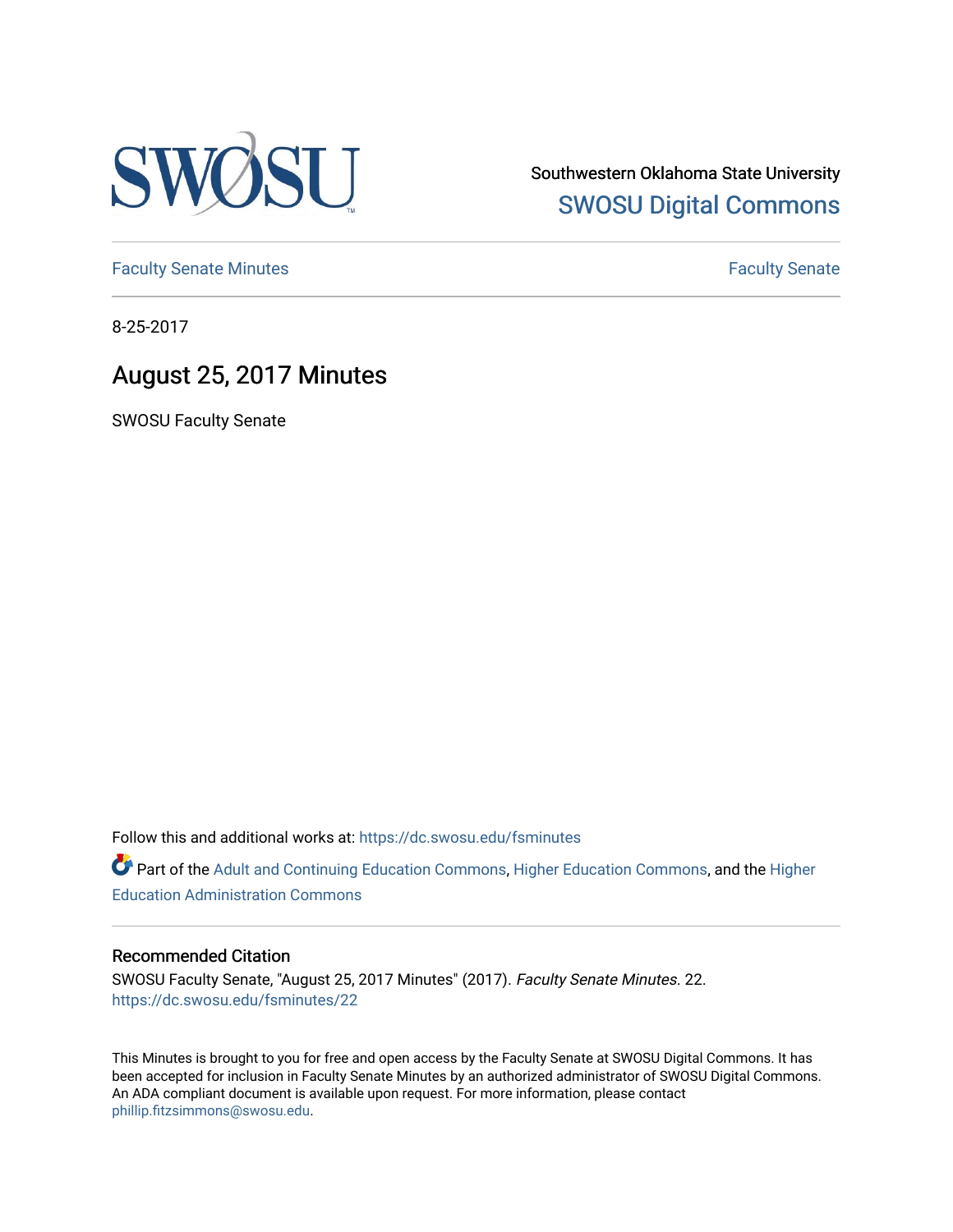Southwestern Oklahoma State University
SWOSU Digital Commons

Faculty Senate Minutes

Faculty Senate

8-25-2017

# August 25, 2017 Minutes

SWOSU Faculty Senate

Follow this and additional works at: https://dc.swosu.edu/fsminutes

Part of the Adult and Continuing Education Commons, Higher Education Commons, and the Higher Education Administration Commons

## Recommended Citation

SWOSU Faculty Senate, "August 25, 2017 Minutes" (2017). *Faculty Senate Minutes*. 22.
https://dc.swosu.edu/fsminutes/22

This Minutes is brought to you for free and open access by the Faculty Senate at SWOSU Digital Commons. It has been accepted for inclusion in Faculty Senate Minutes by an authorized administrator of SWOSU Digital Commons. An ADA compliant document is available upon request. For more information, please contact phillip.fitzsimmons@swosu.edu.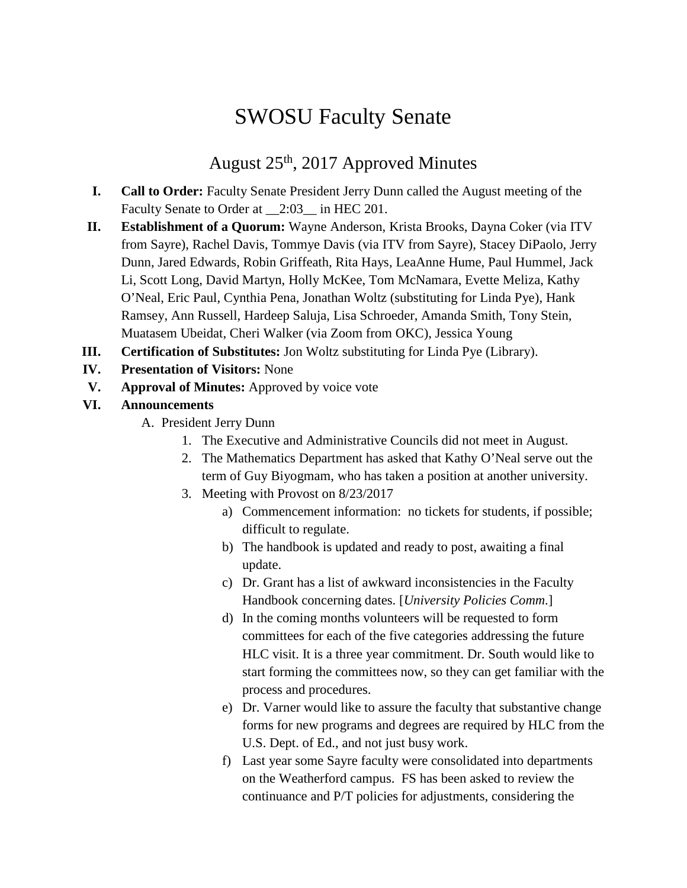# SWOSU Faculty Senate

## August 25th, 2017 Approved Minutes

I. **Call to Order:** Faculty Senate President Jerry Dunn called the August meeting of the Faculty Senate to Order at __2:03__ in HEC 201.

II. **Establishment of a Quorum:** Wayne Anderson, Krista Brooks, Dayna Coker (via ITV from Sayre), Rachel Davis, Tommye Davis (via ITV from Sayre), Stacey DiPaolo, Jerry Dunn, Jared Edwards, Robin Griffeath, Rita Hays, LeaAnne Hume, Paul Hummel, Jack Li, Scott Long, David Martyn, Holly McKee, Tom McNamara, Evette Meliza, Kathy O'Neal, Eric Paul, Cynthia Pena, Jonathan Woltz (substituting for Linda Pye), Hank Ramsey, Ann Russell, Hardeep Saluja, Lisa Schroeder, Amanda Smith, Tony Stein, Muatasem Ubeidat, Cheri Walker (via Zoom from OKC), Jessica Young

III. **Certification of Substitutes:** Jon Woltz substituting for Linda Pye (Library).

IV. **Presentation of Visitors:** None

V. **Approval of Minutes:** Approved by voice vote

VI. **Announcements**

A. President Jerry Dunn

1. The Executive and Administrative Councils did not meet in August.
2. The Mathematics Department has asked that Kathy O'Neal serve out the term of Guy Biyogmam, who has taken a position at another university.
3. Meeting with Provost on 8/23/2017
    a) Commencement information: no tickets for students, if possible; difficult to regulate.
    b) The handbook is updated and ready to post, awaiting a final update.
    c) Dr. Grant has a list of awkward inconsistencies in the Faculty Handbook concerning dates. [*University Policies Comm.*]
    d) In the coming months volunteers will be requested to form committees for each of the five categories addressing the future HLC visit. It is a three year commitment. Dr. South would like to start forming the committees now, so they can get familiar with the process and procedures.
    e) Dr. Varner would like to assure the faculty that substantive change forms for new programs and degrees are required by HLC from the U.S. Dept. of Ed., and not just busy work.
    f) Last year some Sayre faculty were consolidated into departments on the Weatherford campus. FS has been asked to review the continuance and P/T policies for adjustments, considering the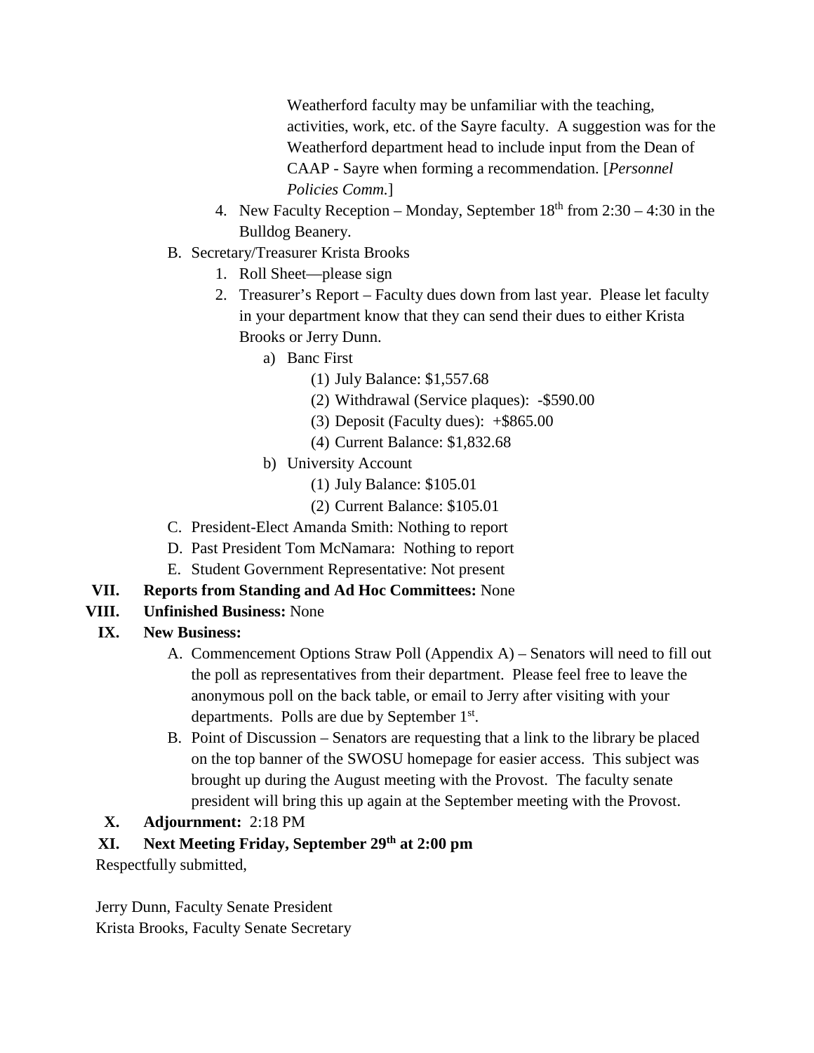Weatherford faculty may be unfamiliar with the teaching, activities, work, etc. of the Sayre faculty. A suggestion was for the Weatherford department head to include input from the Dean of CAAP - Sayre when forming a recommendation. [*Personnel Policies Comm.*]

4. New Faculty Reception – Monday, September 18th from 2:30 – 4:30 in the Bulldog Beanery.

B. Secretary/Treasurer Krista Brooks
   1. Roll Sheet—please sign
   2. Treasurer's Report – Faculty dues down from last year. Please let faculty in your department know that they can send their dues to either Krista Brooks or Jerry Dunn.
      a) Banc First
         (1) July Balance: $1,557.68
         (2) Withdrawal (Service plaques): -$590.00
         (3) Deposit (Faculty dues): +$865.00
         (4) Current Balance: $1,832.68
      b) University Account
         (1) July Balance: $105.01
         (2) Current Balance: $105.01

C. President-Elect Amanda Smith: Nothing to report

D. Past President Tom McNamara: Nothing to report

E. Student Government Representative: Not present

VII. **Reports from Standing and Ad Hoc Committees:** None

VIII. **Unfinished Business:** None

IX. **New Business:**

A. Commencement Options Straw Poll (Appendix A) – Senators will need to fill out the poll as representatives from their department. Please feel free to leave the anonymous poll on the back table, or email to Jerry after visiting with your departments. Polls are due by September 1st.

B. Point of Discussion – Senators are requesting that a link to the library be placed on the top banner of the SWOSU homepage for easier access. This subject was brought up during the August meeting with the Provost. The faculty senate president will bring this up again at the September meeting with the Provost.

X. **Adjournment:** 2:18 PM

XI. **Next Meeting Friday, September 29th at 2:00 pm**

Respectfully submitted,

Jerry Dunn, Faculty Senate President
Krista Brooks, Faculty Senate Secretary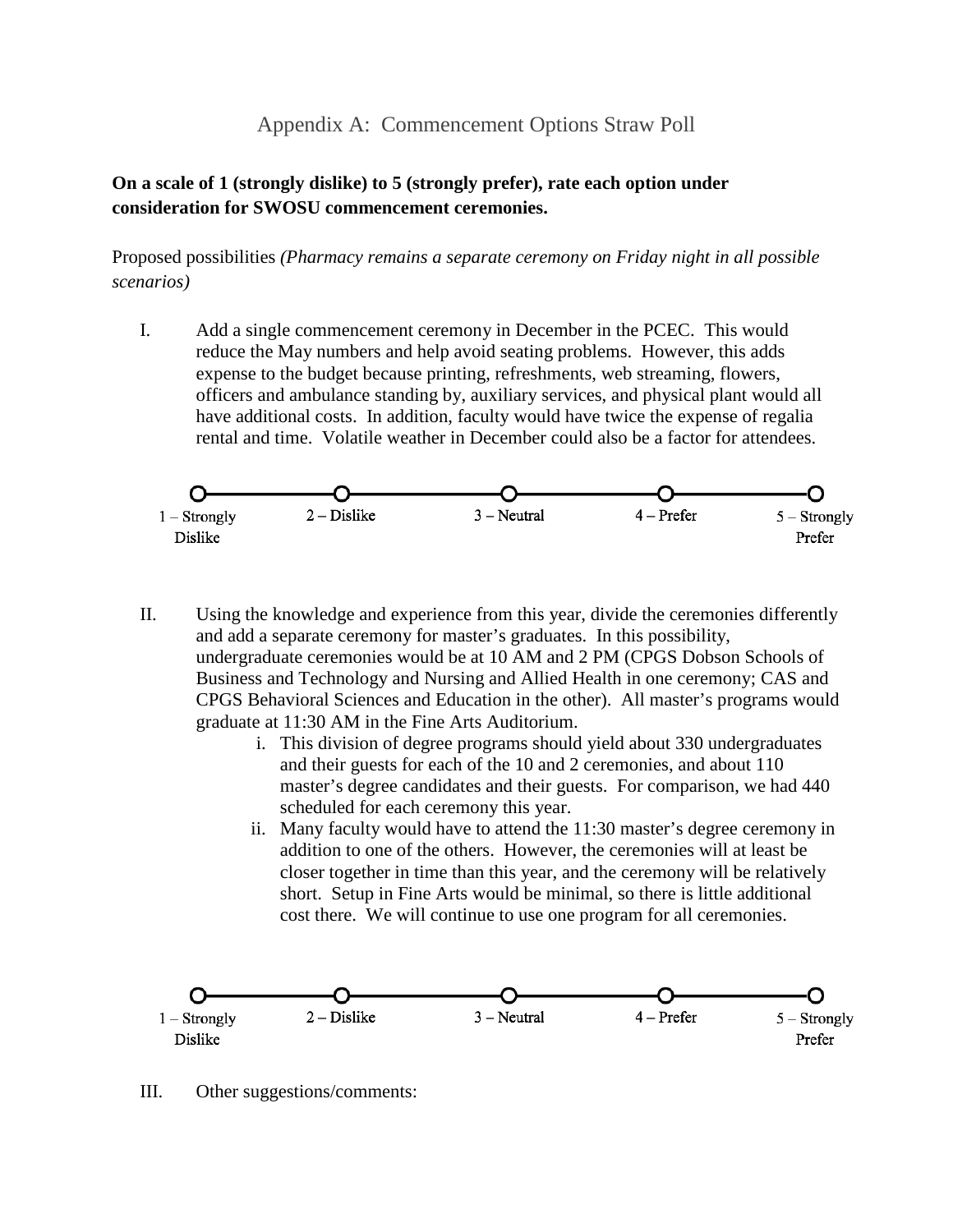# Appendix A: Commencement Options Straw Poll

**On a scale of 1 (strongly dislike) to 5 (strongly prefer), rate each option under consideration for SWOSU commencement ceremonies.**

Proposed possibilities *(Pharmacy remains a separate ceremony on Friday night in all possible scenarios)*

I. Add a single commencement ceremony in December in the PCEC. This would reduce the May numbers and help avoid seating problems. However, this adds expense to the budget because printing, refreshments, web streaming, flowers, officers and ambulance standing by, auxiliary services, and physical plant would all have additional costs. In addition, faculty would have twice the expense of regalia rental and time. Volatile weather in December could also be a factor for attendees.

1 – Strongly Dislike
2 – Dislike
3 – Neutral
4 – Prefer
5 – Strongly Prefer

II. Using the knowledge and experience from this year, divide the ceremonies differently and add a separate ceremony for master's graduates. In this possibility, undergraduate ceremonies would be at 10 AM and 2 PM (CPGS Dobson Schools of Business and Technology and Nursing and Allied Health in one ceremony; CAS and CPGS Behavioral Sciences and Education in the other). All master's programs would graduate at 11:30 AM in the Fine Arts Auditorium.

   i. This division of degree programs should yield about 330 undergraduates and their guests for each of the 10 and 2 ceremonies, and about 110 master's degree candidates and their guests. For comparison, we had 440 scheduled for each ceremony this year.
   ii. Many faculty would have to attend the 11:30 master's degree ceremony in addition to one of the others. However, the ceremonies will at least be closer together in time than this year, and the ceremony will be relatively short. Setup in Fine Arts would be minimal, so there is little additional cost there. We will continue to use one program for all ceremonies.

1 – Strongly Dislike
2 – Dislike
3 – Neutral
4 – Prefer
5 – Strongly Prefer

III. Other suggestions/comments: